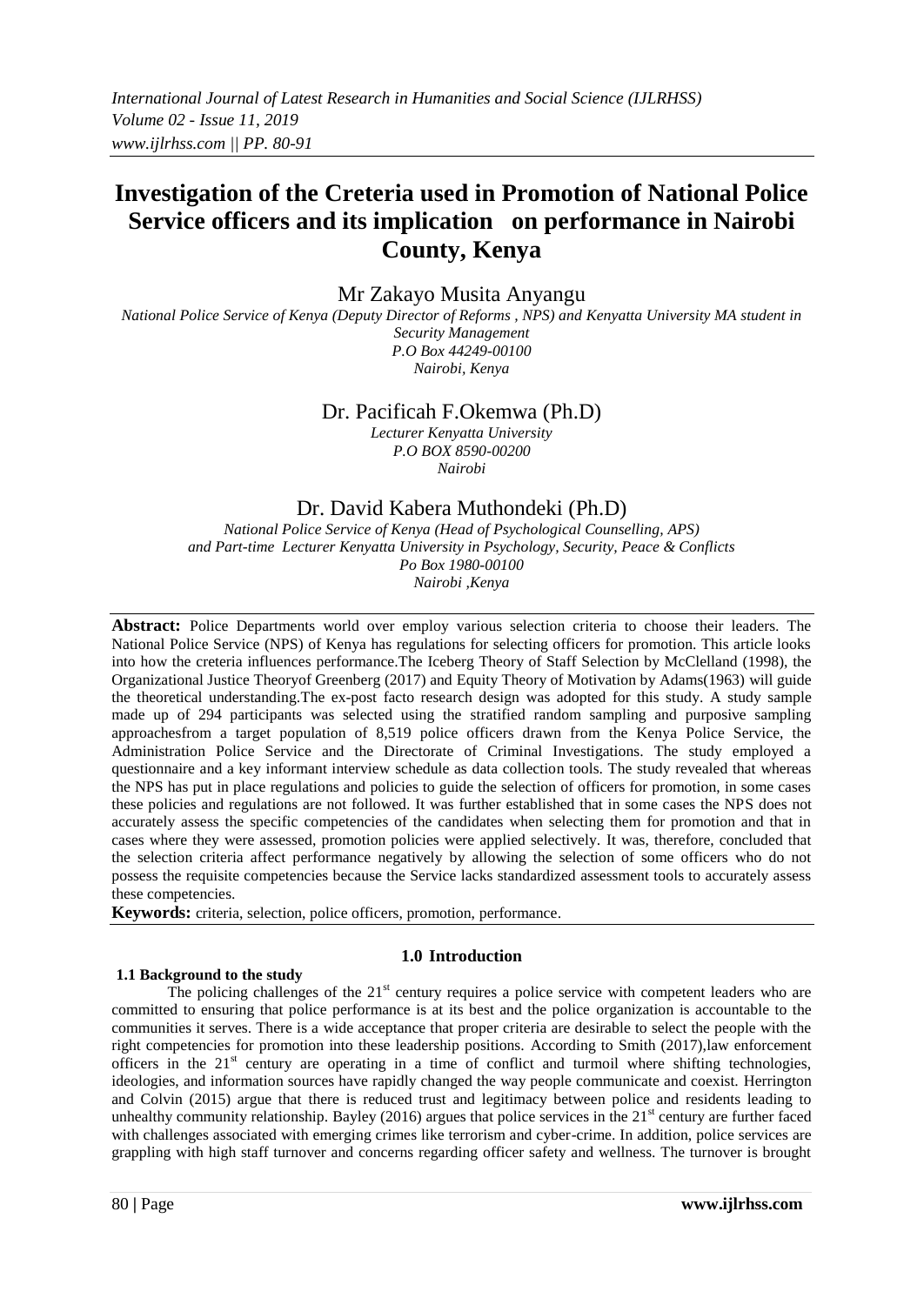# Investigation of the Creteria used in Promotion of National Police Service officers and its implication on performance in Nairobi County, Kenya

Mr Zakayo Musita Anyangu

*National Police Service of Kenya (Deputy Director of Reforms , NPS) and Kenyatta University MA student in Security Management*
*P.O Box 44249-00100*
*Nairobi, Kenya*

Dr. Pacificah F.Okemwa (Ph.D)

*Lecturer Kenyatta University*
*P.O BOX 8590-00200*
*Nairobi*

Dr. David Kabera Muthondeki (Ph.D)

*National Police Service of Kenya (Head of Psychological Counselling, APS) and Part-time Lecturer Kenyatta University in Psychology, Security, Peace & Conflicts*
*Po Box 1980-00100*
*Nairobi ,Kenya*

**Abstract:** Police Departments world over employ various selection criteria to choose their leaders. The National Police Service (NPS) of Kenya has regulations for selecting officers for promotion. This article looks into how the creteria influences performance.The Iceberg Theory of Staff Selection by McClelland (1998), the Organizational Justice Theoryof Greenberg (2017) and Equity Theory of Motivation by Adams(1963) will guide the theoretical understanding.The ex-post facto research design was adopted for this study. A study sample made up of 294 participants was selected using the stratified random sampling and purposive sampling approachesfrom a target population of 8,519 police officers drawn from the Kenya Police Service, the Administration Police Service and the Directorate of Criminal Investigations. The study employed a questionnaire and a key informant interview schedule as data collection tools. The study revealed that whereas the NPS has put in place regulations and policies to guide the selection of officers for promotion, in some cases these policies and regulations are not followed. It was further established that in some cases the NPS does not accurately assess the specific competencies of the candidates when selecting them for promotion and that in cases where they were assessed, promotion policies were applied selectively. It was, therefore, concluded that the selection criteria affect performance negatively by allowing the selection of some officers who do not possess the requisite competencies because the Service lacks standardized assessment tools to accurately assess these competencies.

**Keywords:** criteria, selection, police officers, promotion, performance.

## 1.0 Introduction

### 1.1 Background to the study

The policing challenges of the 21st century requires a police service with competent leaders who are committed to ensuring that police performance is at its best and the police organization is accountable to the communities it serves. There is a wide acceptance that proper criteria are desirable to select the people with the right competencies for promotion into these leadership positions. According to Smith (2017),law enforcement officers in the 21st century are operating in a time of conflict and turmoil where shifting technologies, ideologies, and information sources have rapidly changed the way people communicate and coexist. Herrington and Colvin (2015) argue that there is reduced trust and legitimacy between police and residents leading to unhealthy community relationship. Bayley (2016) argues that police services in the 21st century are further faced with challenges associated with emerging crimes like terrorism and cyber-crime. In addition, police services are grappling with high staff turnover and concerns regarding officer safety and wellness. The turnover is brought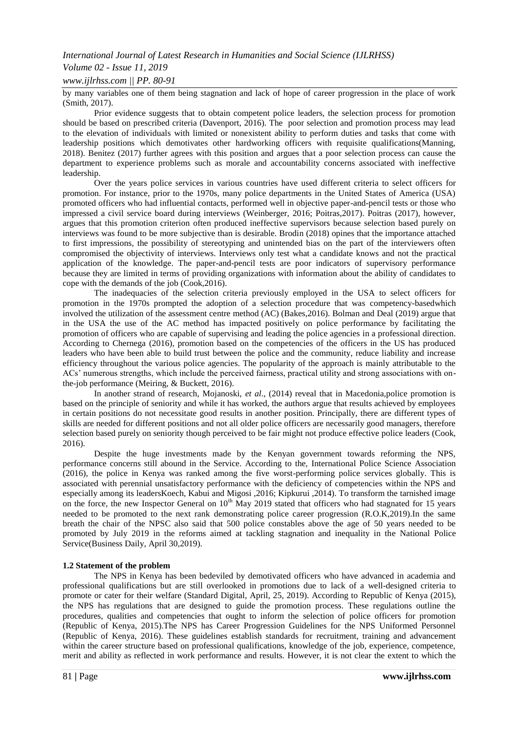by many variables one of them being stagnation and lack of hope of career progression in the place of work (Smith, 2017).

Prior evidence suggests that to obtain competent police leaders, the selection process for promotion should be based on prescribed criteria (Davenport, 2016). The poor selection and promotion process may lead to the elevation of individuals with limited or nonexistent ability to perform duties and tasks that come with leadership positions which demotivates other hardworking officers with requisite qualifications(Manning, 2018). Benitez (2017) further agrees with this position and argues that a poor selection process can cause the department to experience problems such as morale and accountability concerns associated with ineffective leadership.

Over the years police services in various countries have used different criteria to select officers for promotion. For instance, prior to the 1970s, many police departments in the United States of America (USA) promoted officers who had influential contacts, performed well in objective paper-and-pencil tests or those who impressed a civil service board during interviews (Weinberger, 2016; Poitras,2017). Poitras (2017), however, argues that this promotion criterion often produced ineffective supervisors because selection based purely on interviews was found to be more subjective than is desirable. Brodin (2018) opines that the importance attached to first impressions, the possibility of stereotyping and unintended bias on the part of the interviewers often compromised the objectivity of interviews. Interviews only test what a candidate knows and not the practical application of the knowledge. The paper-and-pencil tests are poor indicators of supervisory performance because they are limited in terms of providing organizations with information about the ability of candidates to cope with the demands of the job (Cook,2016).

The inadequacies of the selection criteria previously employed in the USA to select officers for promotion in the 1970s prompted the adoption of a selection procedure that was competency-basedwhich involved the utilization of the assessment centre method (AC) (Bakes,2016). Bolman and Deal (2019) argue that in the USA the use of the AC method has impacted positively on police performance by facilitating the promotion of officers who are capable of supervising and leading the police agencies in a professional direction. According to Chernega (2016), promotion based on the competencies of the officers in the US has produced leaders who have been able to build trust between the police and the community, reduce liability and increase efficiency throughout the various police agencies. The popularity of the approach is mainly attributable to the ACs' numerous strengths, which include the perceived fairness, practical utility and strong associations with on-the-job performance (Meiring, & Buckett, 2016).

In another strand of research, Mojanoski, *et al*., (2014) reveal that in Macedonia,police promotion is based on the principle of seniority and while it has worked, the authors argue that results achieved by employees in certain positions do not necessitate good results in another position. Principally, there are different types of skills are needed for different positions and not all older police officers are necessarily good managers, therefore selection based purely on seniority though perceived to be fair might not produce effective police leaders (Cook, 2016).

Despite the huge investments made by the Kenyan government towards reforming the NPS, performance concerns still abound in the Service. According to the, International Police Science Association (2016), the police in Kenya was ranked among the five worst-performing police services globally. This is associated with perennial unsatisfactory performance with the deficiency of competencies within the NPS and especially among its leadersKoech, Kabui and Migosi ,2016; Kipkurui ,2014). To transform the tarnished image on the force, the new Inspector General on 10th May 2019 stated that officers who had stagnated for 15 years needed to be promoted to the next rank demonstrating police career progression (R.O.K,2019).In the same breath the chair of the NPSC also said that 500 police constables above the age of 50 years needed to be promoted by July 2019 in the reforms aimed at tackling stagnation and inequality in the National Police Service(Business Daily, April 30,2019).

**1.2 Statement of the problem**

The NPS in Kenya has been bedeviled by demotivated officers who have advanced in academia and professional qualifications but are still overlooked in promotions due to lack of a well-designed criteria to promote or cater for their welfare (Standard Digital, April, 25, 2019). According to Republic of Kenya (2015), the NPS has regulations that are designed to guide the promotion process. These regulations outline the procedures, qualities and competencies that ought to inform the selection of police officers for promotion (Republic of Kenya, 2015).The NPS has Career Progression Guidelines for the NPS Uniformed Personnel (Republic of Kenya, 2016). These guidelines establish standards for recruitment, training and advancement within the career structure based on professional qualifications, knowledge of the job, experience, competence, merit and ability as reflected in work performance and results. However, it is not clear the extent to which the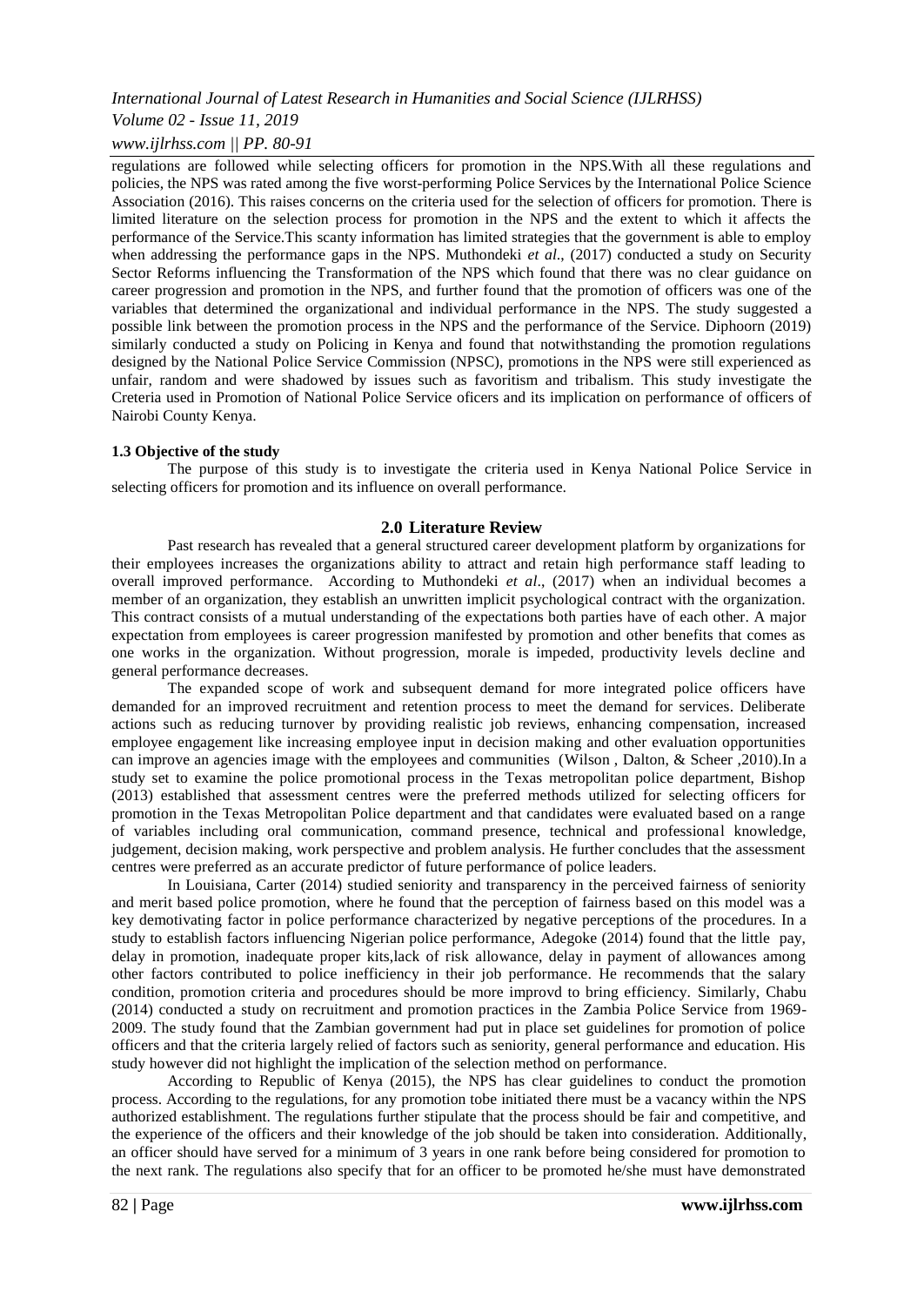regulations are followed while selecting officers for promotion in the NPS.With all these regulations and policies, the NPS was rated among the five worst-performing Police Services by the International Police Science Association (2016). This raises concerns on the criteria used for the selection of officers for promotion. There is limited literature on the selection process for promotion in the NPS and the extent to which it affects the performance of the Service.This scanty information has limited strategies that the government is able to employ when addressing the performance gaps in the NPS. Muthondeki *et al*., (2017) conducted a study on Security Sector Reforms influencing the Transformation of the NPS which found that there was no clear guidance on career progression and promotion in the NPS, and further found that the promotion of officers was one of the variables that determined the organizational and individual performance in the NPS. The study suggested a possible link between the promotion process in the NPS and the performance of the Service. Diphoorn (2019) similarly conducted a study on Policing in Kenya and found that notwithstanding the promotion regulations designed by the National Police Service Commission (NPSC), promotions in the NPS were still experienced as unfair, random and were shadowed by issues such as favoritism and tribalism. This study investigate the Creteria used in Promotion of National Police Service oficers and its implication on performance of officers of Nairobi County Kenya.

### 1.3 Objective of the study

The purpose of this study is to investigate the criteria used in Kenya National Police Service in selecting officers for promotion and its influence on overall performance.

## 2.0 Literature Review

Past research has revealed that a general structured career development platform by organizations for their employees increases the organizations ability to attract and retain high performance staff leading to overall improved performance. According to Muthondeki *et al*., (2017) when an individual becomes a member of an organization, they establish an unwritten implicit psychological contract with the organization. This contract consists of a mutual understanding of the expectations both parties have of each other. A major expectation from employees is career progression manifested by promotion and other benefits that comes as one works in the organization. Without progression, morale is impeded, productivity levels decline and general performance decreases.

The expanded scope of work and subsequent demand for more integrated police officers have demanded for an improved recruitment and retention process to meet the demand for services. Deliberate actions such as reducing turnover by providing realistic job reviews, enhancing compensation, increased employee engagement like increasing employee input in decision making and other evaluation opportunities can improve an agencies image with the employees and communities (Wilson , Dalton, & Scheer ,2010).In a study set to examine the police promotional process in the Texas metropolitan police department, Bishop (2013) established that assessment centres were the preferred methods utilized for selecting officers for promotion in the Texas Metropolitan Police department and that candidates were evaluated based on a range of variables including oral communication, command presence, technical and professional knowledge, judgement, decision making, work perspective and problem analysis. He further concludes that the assessment centres were preferred as an accurate predictor of future performance of police leaders.

In Louisiana, Carter (2014) studied seniority and transparency in the perceived fairness of seniority and merit based police promotion, where he found that the perception of fairness based on this model was a key demotivating factor in police performance characterized by negative perceptions of the procedures. In a study to establish factors influencing Nigerian police performance, Adegoke (2014) found that the little pay, delay in promotion, inadequate proper kits,lack of risk allowance, delay in payment of allowances among other factors contributed to police inefficiency in their job performance. He recommends that the salary condition, promotion criteria and procedures should be more improvd to bring efficiency. Similarly, Chabu (2014) conducted a study on recruitment and promotion practices in the Zambia Police Service from 1969-2009. The study found that the Zambian government had put in place set guidelines for promotion of police officers and that the criteria largely relied of factors such as seniority, general performance and education. His study however did not highlight the implication of the selection method on performance.

According to Republic of Kenya (2015), the NPS has clear guidelines to conduct the promotion process. According to the regulations, for any promotion tobe initiated there must be a vacancy within the NPS authorized establishment. The regulations further stipulate that the process should be fair and competitive, and the experience of the officers and their knowledge of the job should be taken into consideration. Additionally, an officer should have served for a minimum of 3 years in one rank before being considered for promotion to the next rank. The regulations also specify that for an officer to be promoted he/she must have demonstrated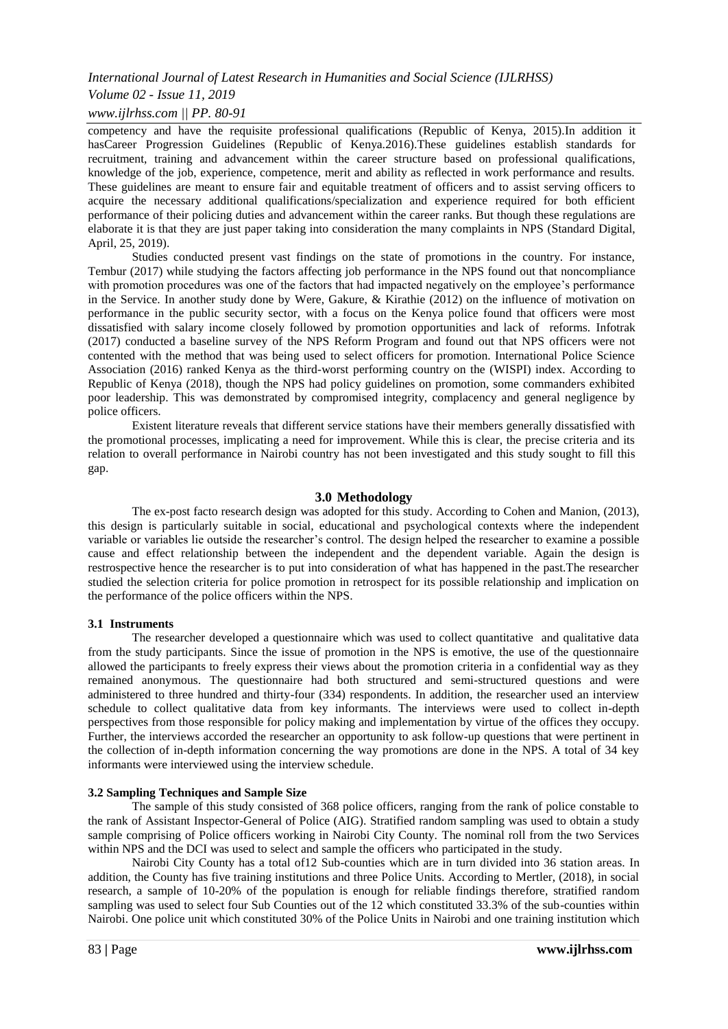competency and have the requisite professional qualifications (Republic of Kenya, 2015).In addition it hasCareer Progression Guidelines (Republic of Kenya.2016).These guidelines establish standards for recruitment, training and advancement within the career structure based on professional qualifications, knowledge of the job, experience, competence, merit and ability as reflected in work performance and results. These guidelines are meant to ensure fair and equitable treatment of officers and to assist serving officers to acquire the necessary additional qualifications/specialization and experience required for both efficient performance of their policing duties and advancement within the career ranks. But though these regulations are elaborate it is that they are just paper taking into consideration the many complaints in NPS (Standard Digital, April, 25, 2019).

Studies conducted present vast findings on the state of promotions in the country. For instance, Tembur (2017) while studying the factors affecting job performance in the NPS found out that noncompliance with promotion procedures was one of the factors that had impacted negatively on the employee's performance in the Service. In another study done by Were, Gakure, & Kirathie (2012) on the influence of motivation on performance in the public security sector, with a focus on the Kenya police found that officers were most dissatisfied with salary income closely followed by promotion opportunities and lack of reforms. Infotrak (2017) conducted a baseline survey of the NPS Reform Program and found out that NPS officers were not contented with the method that was being used to select officers for promotion. International Police Science Association (2016) ranked Kenya as the third-worst performing country on the (WISPI) index. According to Republic of Kenya (2018), though the NPS had policy guidelines on promotion, some commanders exhibited poor leadership. This was demonstrated by compromised integrity, complacency and general negligence by police officers.

Existent literature reveals that different service stations have their members generally dissatisfied with the promotional processes, implicating a need for improvement. While this is clear, the precise criteria and its relation to overall performance in Nairobi country has not been investigated and this study sought to fill this gap.

## 3.0 Methodology

The ex-post facto research design was adopted for this study. According to Cohen and Manion, (2013), this design is particularly suitable in social, educational and psychological contexts where the independent variable or variables lie outside the researcher's control. The design helped the researcher to examine a possible cause and effect relationship between the independent and the dependent variable. Again the design is restrospective hence the researcher is to put into consideration of what has happened in the past.The researcher studied the selection criteria for police promotion in retrospect for its possible relationship and implication on the performance of the police officers within the NPS.

### 3.1 Instruments

The researcher developed a questionnaire which was used to collect quantitative and qualitative data from the study participants. Since the issue of promotion in the NPS is emotive, the use of the questionnaire allowed the participants to freely express their views about the promotion criteria in a confidential way as they remained anonymous. The questionnaire had both structured and semi-structured questions and were administered to three hundred and thirty-four (334) respondents. In addition, the researcher used an interview schedule to collect qualitative data from key informants. The interviews were used to collect in-depth perspectives from those responsible for policy making and implementation by virtue of the offices they occupy. Further, the interviews accorded the researcher an opportunity to ask follow-up questions that were pertinent in the collection of in-depth information concerning the way promotions are done in the NPS. A total of 34 key informants were interviewed using the interview schedule.

### 3.2 Sampling Techniques and Sample Size

The sample of this study consisted of 368 police officers, ranging from the rank of police constable to the rank of Assistant Inspector-General of Police (AIG). Stratified random sampling was used to obtain a study sample comprising of Police officers working in Nairobi City County. The nominal roll from the two Services within NPS and the DCI was used to select and sample the officers who participated in the study.

Nairobi City County has a total of12 Sub-counties which are in turn divided into 36 station areas. In addition, the County has five training institutions and three Police Units. According to Mertler, (2018), in social research, a sample of 10-20% of the population is enough for reliable findings therefore, stratified random sampling was used to select four Sub Counties out of the 12 which constituted 33.3% of the sub-counties within Nairobi. One police unit which constituted 30% of the Police Units in Nairobi and one training institution which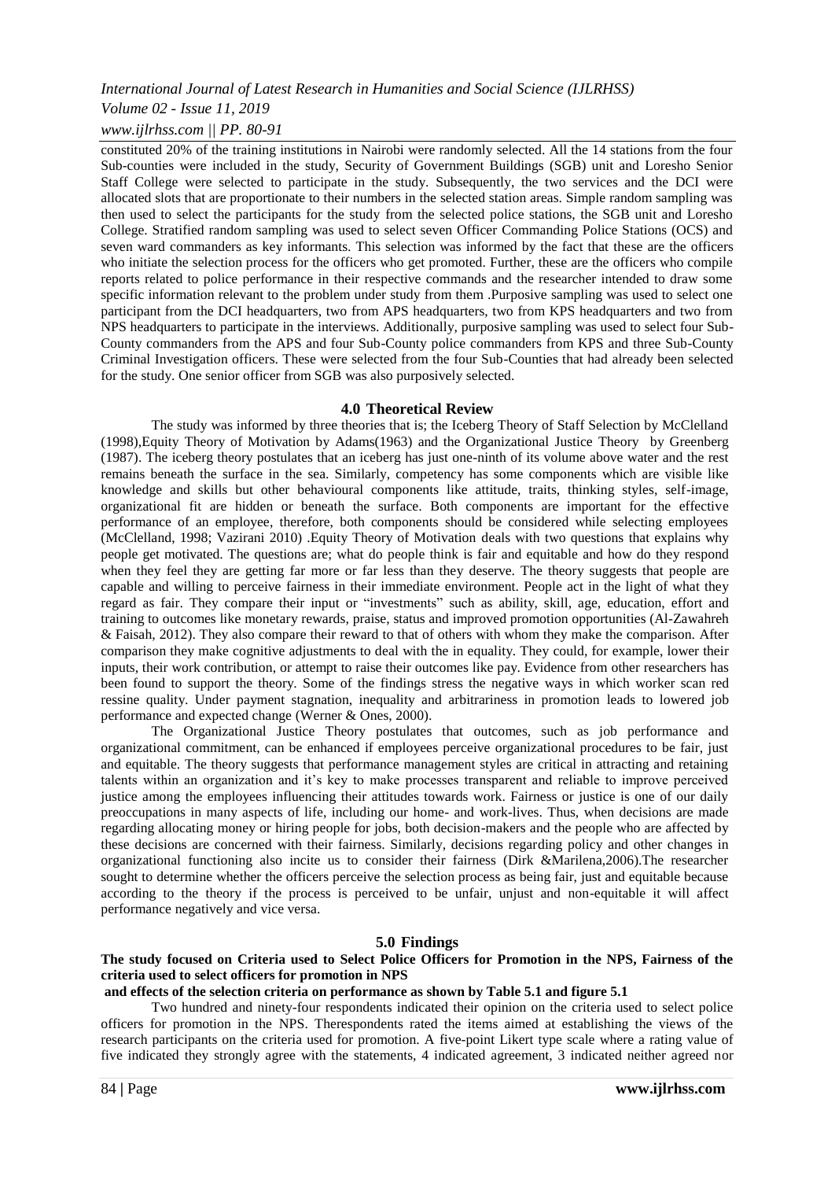constituted 20% of the training institutions in Nairobi were randomly selected. All the 14 stations from the four Sub-counties were included in the study, Security of Government Buildings (SGB) unit and Loresho Senior Staff College were selected to participate in the study. Subsequently, the two services and the DCI were allocated slots that are proportionate to their numbers in the selected station areas. Simple random sampling was then used to select the participants for the study from the selected police stations, the SGB unit and Loresho College. Stratified random sampling was used to select seven Officer Commanding Police Stations (OCS) and seven ward commanders as key informants. This selection was informed by the fact that these are the officers who initiate the selection process for the officers who get promoted. Further, these are the officers who compile reports related to police performance in their respective commands and the researcher intended to draw some specific information relevant to the problem under study from them .Purposive sampling was used to select one participant from the DCI headquarters, two from APS headquarters, two from KPS headquarters and two from NPS headquarters to participate in the interviews. Additionally, purposive sampling was used to select four Sub-County commanders from the APS and four Sub-County police commanders from KPS and three Sub-County Criminal Investigation officers. These were selected from the four Sub-Counties that had already been selected for the study. One senior officer from SGB was also purposively selected.

## 4.0 Theoretical Review

The study was informed by three theories that is; the Iceberg Theory of Staff Selection by McClelland (1998),Equity Theory of Motivation by Adams(1963) and the Organizational Justice Theory by Greenberg (1987). The iceberg theory postulates that an iceberg has just one-ninth of its volume above water and the rest remains beneath the surface in the sea. Similarly, competency has some components which are visible like knowledge and skills but other behavioural components like attitude, traits, thinking styles, self-image, organizational fit are hidden or beneath the surface. Both components are important for the effective performance of an employee, therefore, both components should be considered while selecting employees (McClelland, 1998; Vazirani 2010) .Equity Theory of Motivation deals with two questions that explains why people get motivated. The questions are; what do people think is fair and equitable and how do they respond when they feel they are getting far more or far less than they deserve. The theory suggests that people are capable and willing to perceive fairness in their immediate environment. People act in the light of what they regard as fair. They compare their input or "investments" such as ability, skill, age, education, effort and training to outcomes like monetary rewards, praise, status and improved promotion opportunities (Al-Zawahreh & Faisah, 2012). They also compare their reward to that of others with whom they make the comparison. After comparison they make cognitive adjustments to deal with the in equality. They could, for example, lower their inputs, their work contribution, or attempt to raise their outcomes like pay. Evidence from other researchers has been found to support the theory. Some of the findings stress the negative ways in which worker scan red ressine quality. Under payment stagnation, inequality and arbitrariness in promotion leads to lowered job performance and expected change (Werner & Ones, 2000).

The Organizational Justice Theory postulates that outcomes, such as job performance and organizational commitment, can be enhanced if employees perceive organizational procedures to be fair, just and equitable. The theory suggests that performance management styles are critical in attracting and retaining talents within an organization and it's key to make processes transparent and reliable to improve perceived justice among the employees influencing their attitudes towards work. Fairness or justice is one of our daily preoccupations in many aspects of life, including our home- and work-lives. Thus, when decisions are made regarding allocating money or hiring people for jobs, both decision-makers and the people who are affected by these decisions are concerned with their fairness. Similarly, decisions regarding policy and other changes in organizational functioning also incite us to consider their fairness (Dirk &Marilena,2006).The researcher sought to determine whether the officers perceive the selection process as being fair, just and equitable because according to the theory if the process is perceived to be unfair, unjust and non-equitable it will affect performance negatively and vice versa.

## 5.0 Findings

**The study focused on Criteria used to Select Police Officers for Promotion in the NPS, Fairness of the criteria used to select officers for promotion in NPS and effects of the selection criteria on performance as shown by Table 5.1 and figure 5.1**

Two hundred and ninety-four respondents indicated their opinion on the criteria used to select police officers for promotion in the NPS. Therespondents rated the items aimed at establishing the views of the research participants on the criteria used for promotion. A five-point Likert type scale where a rating value of five indicated they strongly agree with the statements, 4 indicated agreement, 3 indicated neither agreed nor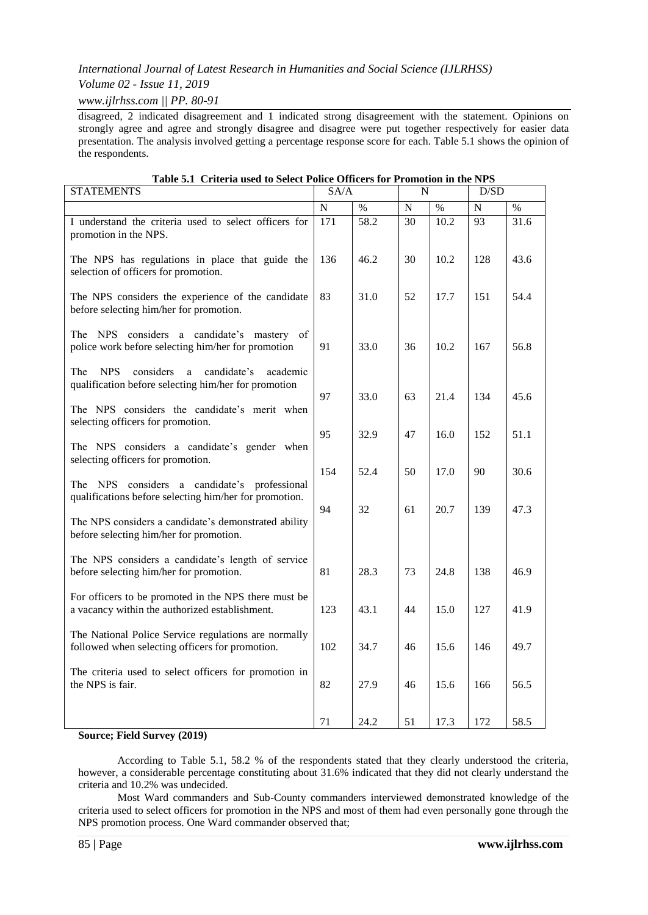disagreed, 2 indicated disagreement and 1 indicated strong disagreement with the statement. Opinions on strongly agree and agree and strongly disagree and disagree were put together respectively for easier data presentation. The analysis involved getting a percentage response score for each. Table 5.1 shows the opinion of the respondents.

**Table 5.1 Criteria used to Select Police Officers for Promotion in the NPS**

| STATEMENTS | SA/A | | N | | D/SD | |
|---|---|---|---|---|---|---|
| | N | % | N | % | N | % |
| I understand the criteria used to select officers for promotion in the NPS. | 171 | 58.2 | 30 | 10.2 | 93 | 31.6 |
| The NPS has regulations in place that guide the selection of officers for promotion. | 136 | 46.2 | 30 | 10.2 | 128 | 43.6 |
| The NPS considers the experience of the candidate before selecting him/her for promotion. | 83 | 31.0 | 52 | 17.7 | 151 | 54.4 |
| The NPS considers a candidate's mastery of police work before selecting him/her for promotion | 91 | 33.0 | 36 | 10.2 | 167 | 56.8 |
| The NPS considers a candidate's academic qualification before selecting him/her for promotion | 97 | 33.0 | 63 | 21.4 | 134 | 45.6 |
| The NPS considers the candidate's merit when selecting officers for promotion. | 95 | 32.9 | 47 | 16.0 | 152 | 51.1 |
| The NPS considers a candidate's gender when selecting officers for promotion. | 154 | 52.4 | 50 | 17.0 | 90 | 30.6 |
| The NPS considers a candidate's professional qualifications before selecting him/her for promotion. | 94 | 32 | 61 | 20.7 | 139 | 47.3 |
| The NPS considers a candidate's demonstrated ability before selecting him/her for promotion. | | | | | | |
| The NPS considers a candidate's length of service before selecting him/her for promotion. | 81 | 28.3 | 73 | 24.8 | 138 | 46.9 |
| For officers to be promoted in the NPS there must be a vacancy within the authorized establishment. | 123 | 43.1 | 44 | 15.0 | 127 | 41.9 |
| The National Police Service regulations are normally followed when selecting officers for promotion. | 102 | 34.7 | 46 | 15.6 | 146 | 49.7 |
| The criteria used to select officers for promotion in the NPS is fair. | 82 | 27.9 | 46 | 15.6 | 166 | 56.5 |
| | 71 | 24.2 | 51 | 17.3 | 172 | 58.5 |

**Source; Field Survey (2019)**

According to Table 5.1, 58.2 % of the respondents stated that they clearly understood the criteria, however, a considerable percentage constituting about 31.6% indicated that they did not clearly understand the criteria and 10.2% was undecided.

Most Ward commanders and Sub-County commanders interviewed demonstrated knowledge of the criteria used to select officers for promotion in the NPS and most of them had even personally gone through the NPS promotion process. One Ward commander observed that;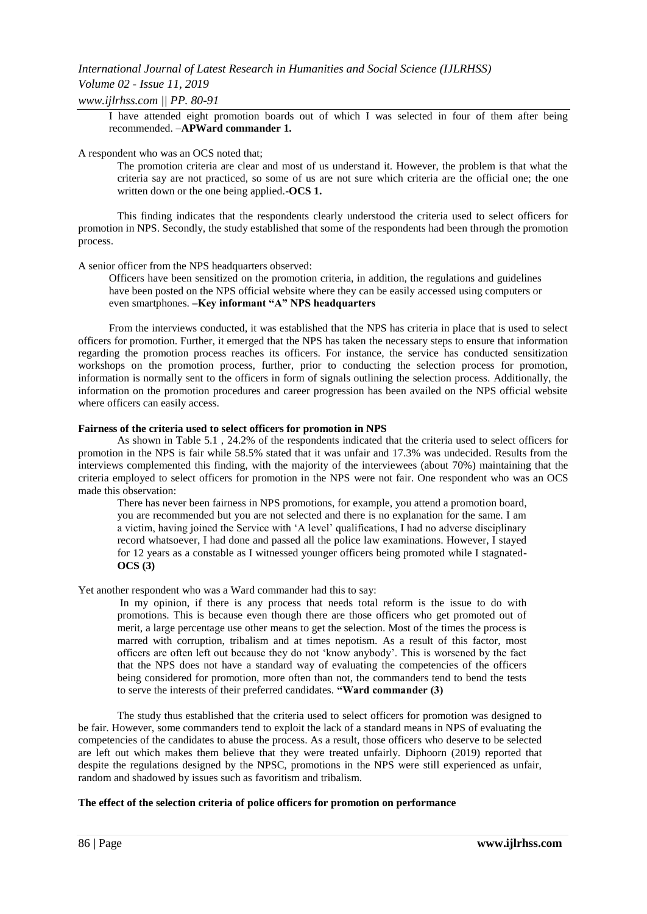> I have attended eight promotion boards out of which I was selected in four of them after being recommended. –**APWard commander 1.**

A respondent who was an OCS noted that;

> The promotion criteria are clear and most of us understand it. However, the problem is that what the criteria say are not practiced, so some of us are not sure which criteria are the official one; the one written down or the one being applied.-**OCS 1.**

This finding indicates that the respondents clearly understood the criteria used to select officers for promotion in NPS. Secondly, the study established that some of the respondents had been through the promotion process.

A senior officer from the NPS headquarters observed:

> Officers have been sensitized on the promotion criteria, in addition, the regulations and guidelines have been posted on the NPS official website where they can be easily accessed using computers or even smartphones. **–Key informant "A" NPS headquarters**

From the interviews conducted, it was established that the NPS has criteria in place that is used to select officers for promotion. Further, it emerged that the NPS has taken the necessary steps to ensure that information regarding the promotion process reaches its officers. For instance, the service has conducted sensitization workshops on the promotion process, further, prior to conducting the selection process for promotion, information is normally sent to the officers in form of signals outlining the selection process. Additionally, the information on the promotion procedures and career progression has been availed on the NPS official website where officers can easily access.

**Fairness of the criteria used to select officers for promotion in NPS**

As shown in Table 5.1 , 24.2% of the respondents indicated that the criteria used to select officers for promotion in the NPS is fair while 58.5% stated that it was unfair and 17.3% was undecided. Results from the interviews complemented this finding, with the majority of the interviewees (about 70%) maintaining that the criteria employed to select officers for promotion in the NPS were not fair. One respondent who was an OCS made this observation:

> There has never been fairness in NPS promotions, for example, you attend a promotion board, you are recommended but you are not selected and there is no explanation for the same. I am a victim, having joined the Service with 'A level' qualifications, I had no adverse disciplinary record whatsoever, I had done and passed all the police law examinations. However, I stayed for 12 years as a constable as I witnessed younger officers being promoted while I stagnated-**OCS (3)**

Yet another respondent who was a Ward commander had this to say:

> In my opinion, if there is any process that needs total reform is the issue to do with promotions. This is because even though there are those officers who get promoted out of merit, a large percentage use other means to get the selection. Most of the times the process is marred with corruption, tribalism and at times nepotism. As a result of this factor, most officers are often left out because they do not 'know anybody'. This is worsened by the fact that the NPS does not have a standard way of evaluating the competencies of the officers being considered for promotion, more often than not, the commanders tend to bend the tests to serve the interests of their preferred candidates. **"Ward commander (3)**

The study thus established that the criteria used to select officers for promotion was designed to be fair. However, some commanders tend to exploit the lack of a standard means in NPS of evaluating the competencies of the candidates to abuse the process. As a result, those officers who deserve to be selected are left out which makes them believe that they were treated unfairly. Diphoorn (2019) reported that despite the regulations designed by the NPSC, promotions in the NPS were still experienced as unfair, random and shadowed by issues such as favoritism and tribalism.

**The effect of the selection criteria of police officers for promotion on performance**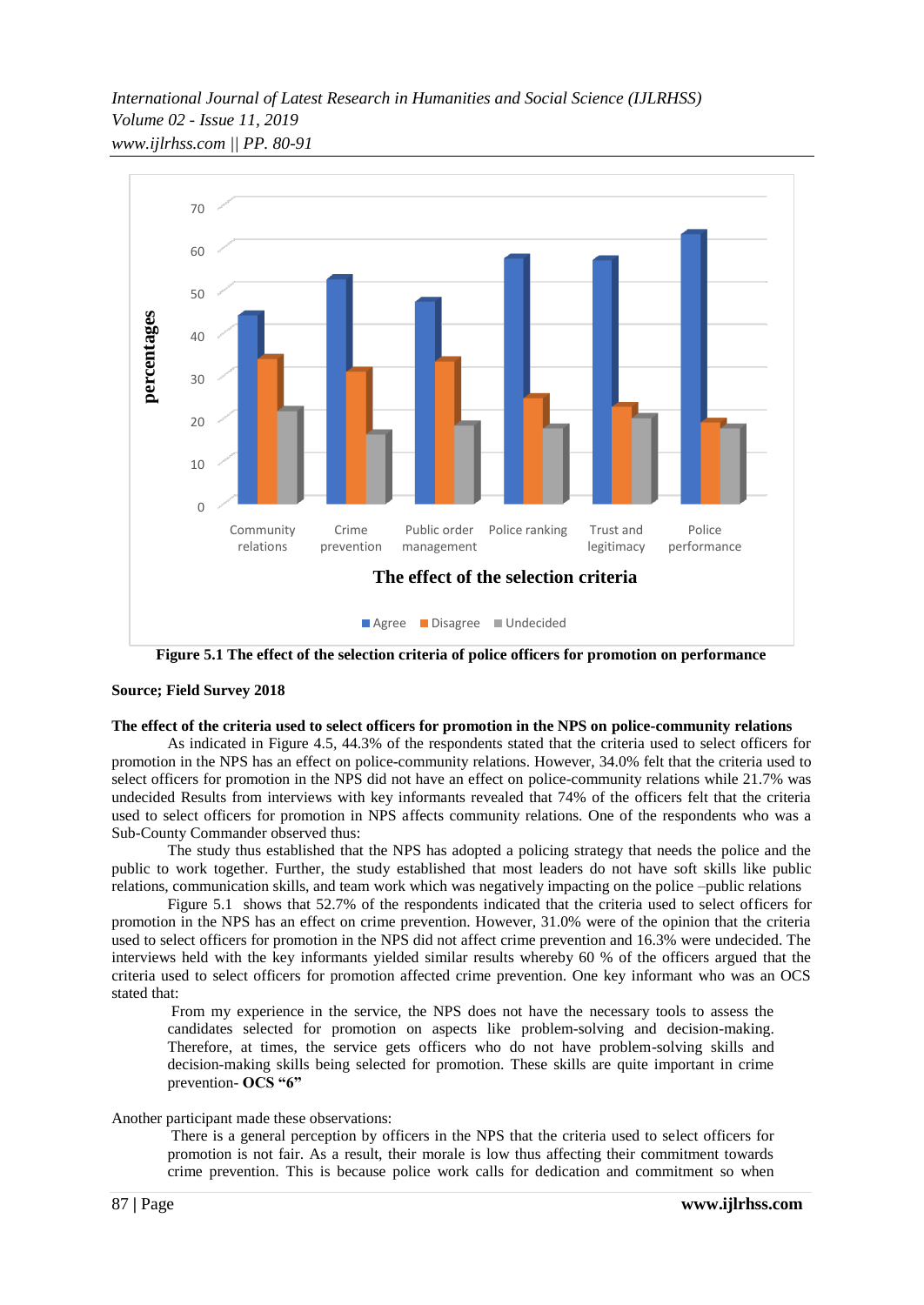**Figure 5.1 The effect of the selection criteria of police officers for promotion on performance**

**Source; Field Survey 2018**

**The effect of the criteria used to select officers for promotion in the NPS on police-community relations**

As indicated in Figure 4.5, 44.3% of the respondents stated that the criteria used to select officers for promotion in the NPS has an effect on police-community relations. However, 34.0% felt that the criteria used to select officers for promotion in the NPS did not have an effect on police-community relations while 21.7% was undecided Results from interviews with key informants revealed that 74% of the officers felt that the criteria used to select officers for promotion in NPS affects community relations. One of the respondents who was a Sub-County Commander observed thus:

The study thus established that the NPS has adopted a policing strategy that needs the police and the public to work together. Further, the study established that most leaders do not have soft skills like public relations, communication skills, and team work which was negatively impacting on the police –public relations

Figure 5.1 shows that 52.7% of the respondents indicated that the criteria used to select officers for promotion in the NPS has an effect on crime prevention. However, 31.0% were of the opinion that the criteria used to select officers for promotion in the NPS did not affect crime prevention and 16.3% were undecided. The interviews held with the key informants yielded similar results whereby 60 % of the officers argued that the criteria used to select officers for promotion affected crime prevention. One key informant who was an OCS stated that:

> From my experience in the service, the NPS does not have the necessary tools to assess the candidates selected for promotion on aspects like problem-solving and decision-making. Therefore, at times, the service gets officers who do not have problem-solving skills and decision-making skills being selected for promotion. These skills are quite important in crime prevention- **OCS "6"**

Another participant made these observations:

> There is a general perception by officers in the NPS that the criteria used to select officers for promotion is not fair. As a result, their morale is low thus affecting their commitment towards crime prevention. This is because police work calls for dedication and commitment so when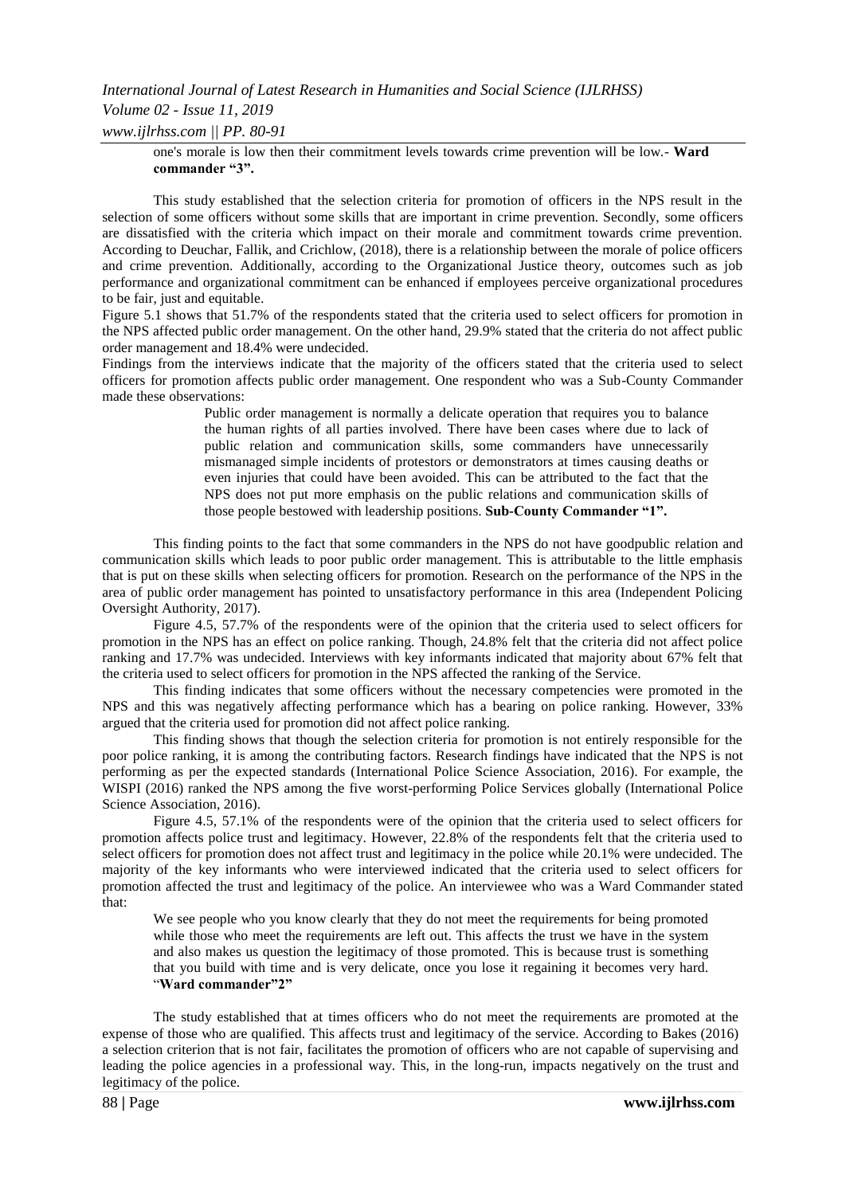> one's morale is low then their commitment levels towards crime prevention will be low.- **Ward commander "3".**

This study established that the selection criteria for promotion of officers in the NPS result in the selection of some officers without some skills that are important in crime prevention. Secondly, some officers are dissatisfied with the criteria which impact on their morale and commitment towards crime prevention. According to Deuchar, Fallik, and Crichlow, (2018), there is a relationship between the morale of police officers and crime prevention. Additionally, according to the Organizational Justice theory, outcomes such as job performance and organizational commitment can be enhanced if employees perceive organizational procedures to be fair, just and equitable.

Figure 5.1 shows that 51.7% of the respondents stated that the criteria used to select officers for promotion in the NPS affected public order management. On the other hand, 29.9% stated that the criteria do not affect public order management and 18.4% were undecided.

Findings from the interviews indicate that the majority of the officers stated that the criteria used to select officers for promotion affects public order management. One respondent who was a Sub-County Commander made these observations:

> Public order management is normally a delicate operation that requires you to balance the human rights of all parties involved. There have been cases where due to lack of public relation and communication skills, some commanders have unnecessarily mismanaged simple incidents of protestors or demonstrators at times causing deaths or even injuries that could have been avoided. This can be attributed to the fact that the NPS does not put more emphasis on the public relations and communication skills of those people bestowed with leadership positions. **Sub-County Commander "1".**

This finding points to the fact that some commanders in the NPS do not have goodpublic relation and communication skills which leads to poor public order management. This is attributable to the little emphasis that is put on these skills when selecting officers for promotion. Research on the performance of the NPS in the area of public order management has pointed to unsatisfactory performance in this area (Independent Policing Oversight Authority, 2017).

Figure 4.5, 57.7% of the respondents were of the opinion that the criteria used to select officers for promotion in the NPS has an effect on police ranking. Though, 24.8% felt that the criteria did not affect police ranking and 17.7% was undecided. Interviews with key informants indicated that majority about 67% felt that the criteria used to select officers for promotion in the NPS affected the ranking of the Service.

This finding indicates that some officers without the necessary competencies were promoted in the NPS and this was negatively affecting performance which has a bearing on police ranking. However, 33% argued that the criteria used for promotion did not affect police ranking.

This finding shows that though the selection criteria for promotion is not entirely responsible for the poor police ranking, it is among the contributing factors. Research findings have indicated that the NPS is not performing as per the expected standards (International Police Science Association, 2016). For example, the WISPI (2016) ranked the NPS among the five worst-performing Police Services globally (International Police Science Association, 2016).

Figure 4.5, 57.1% of the respondents were of the opinion that the criteria used to select officers for promotion affects police trust and legitimacy. However, 22.8% of the respondents felt that the criteria used to select officers for promotion does not affect trust and legitimacy in the police while 20.1% were undecided. The majority of the key informants who were interviewed indicated that the criteria used to select officers for promotion affected the trust and legitimacy of the police. An interviewee who was a Ward Commander stated that:

> We see people who you know clearly that they do not meet the requirements for being promoted while those who meet the requirements are left out. This affects the trust we have in the system and also makes us question the legitimacy of those promoted. This is because trust is something that you build with time and is very delicate, once you lose it regaining it becomes very hard. "**Ward commander"2"**

The study established that at times officers who do not meet the requirements are promoted at the expense of those who are qualified. This affects trust and legitimacy of the service. According to Bakes (2016) a selection criterion that is not fair, facilitates the promotion of officers who are not capable of supervising and leading the police agencies in a professional way. This, in the long-run, impacts negatively on the trust and legitimacy of the police.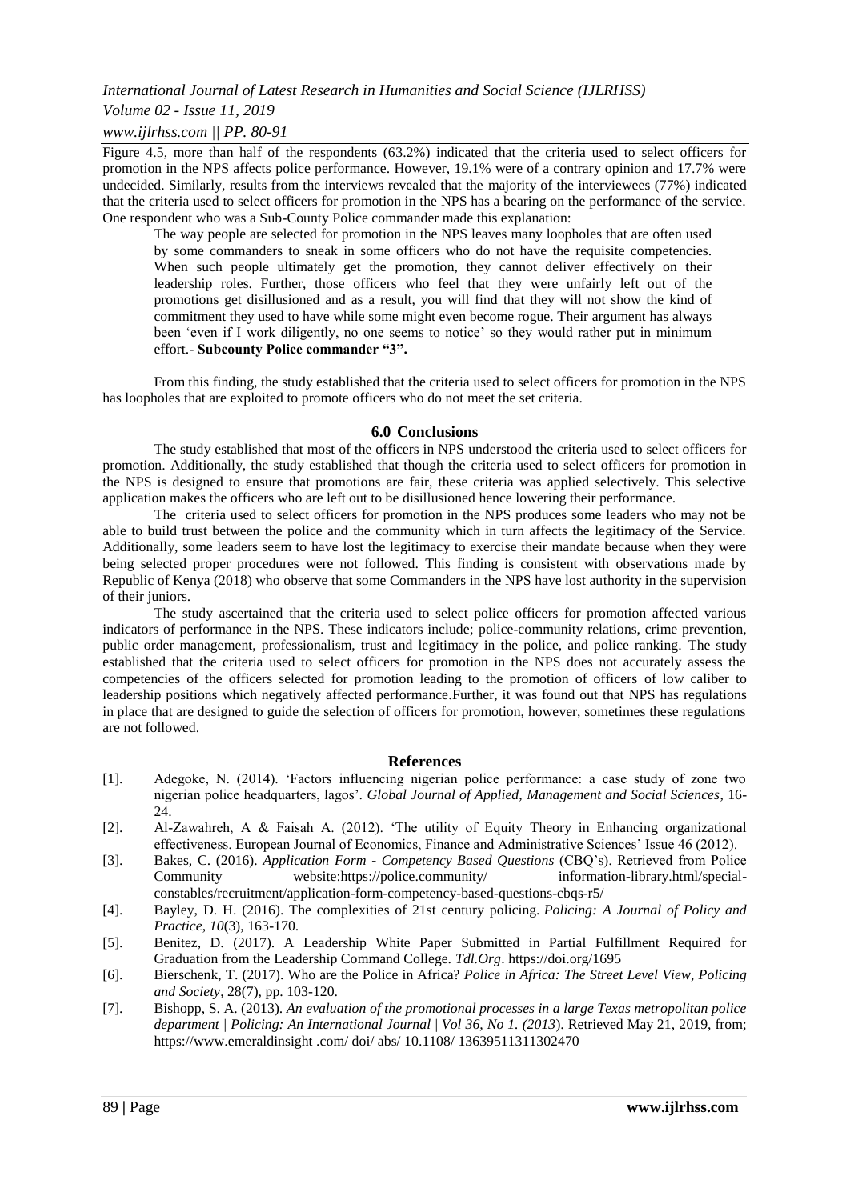Figure 4.5, more than half of the respondents (63.2%) indicated that the criteria used to select officers for promotion in the NPS affects police performance. However, 19.1% were of a contrary opinion and 17.7% were undecided. Similarly, results from the interviews revealed that the majority of the interviewees (77%) indicated that the criteria used to select officers for promotion in the NPS has a bearing on the performance of the service. One respondent who was a Sub-County Police commander made this explanation:

> The way people are selected for promotion in the NPS leaves many loopholes that are often used by some commanders to sneak in some officers who do not have the requisite competencies. When such people ultimately get the promotion, they cannot deliver effectively on their leadership roles. Further, those officers who feel that they were unfairly left out of the promotions get disillusioned and as a result, you will find that they will not show the kind of commitment they used to have while some might even become rogue. Their argument has always been 'even if I work diligently, no one seems to notice' so they would rather put in minimum effort.- **Subcounty Police commander "3".**

From this finding, the study established that the criteria used to select officers for promotion in the NPS has loopholes that are exploited to promote officers who do not meet the set criteria.

## 6.0 Conclusions

The study established that most of the officers in NPS understood the criteria used to select officers for promotion. Additionally, the study established that though the criteria used to select officers for promotion in the NPS is designed to ensure that promotions are fair, these criteria was applied selectively. This selective application makes the officers who are left out to be disillusioned hence lowering their performance.

The criteria used to select officers for promotion in the NPS produces some leaders who may not be able to build trust between the police and the community which in turn affects the legitimacy of the Service. Additionally, some leaders seem to have lost the legitimacy to exercise their mandate because when they were being selected proper procedures were not followed. This finding is consistent with observations made by Republic of Kenya (2018) who observe that some Commanders in the NPS have lost authority in the supervision of their juniors.

The study ascertained that the criteria used to select police officers for promotion affected various indicators of performance in the NPS. These indicators include; police-community relations, crime prevention, public order management, professionalism, trust and legitimacy in the police, and police ranking. The study established that the criteria used to select officers for promotion in the NPS does not accurately assess the competencies of the officers selected for promotion leading to the promotion of officers of low caliber to leadership positions which negatively affected performance.Further, it was found out that NPS has regulations in place that are designed to guide the selection of officers for promotion, however, sometimes these regulations are not followed.

## References

[1]. Adegoke, N. (2014). 'Factors influencing nigerian police performance: a case study of zone two nigerian police headquarters, lagos'. *Global Journal of Applied, Management and Social Sciences*, 16-24.

[2]. Al-Zawahreh, A & Faisah A. (2012). 'The utility of Equity Theory in Enhancing organizational effectiveness. European Journal of Economics, Finance and Administrative Sciences' Issue 46 (2012).

[3]. Bakes, C. (2016). *Application Form - Competency Based Questions* (CBQ's). Retrieved from Police Community website:https://police.community/ information-library.html/special-constables/recruitment/application-form-competency-based-questions-cbqs-r5/

[4]. Bayley, D. H. (2016). The complexities of 21st century policing. *Policing: A Journal of Policy and Practice*, *10*(3), 163-170.

[5]. Benitez, D. (2017). A Leadership White Paper Submitted in Partial Fulfillment Required for Graduation from the Leadership Command College. *Tdl.Org*. https://doi.org/1695

[6]. Bierschenk, T. (2017). Who are the Police in Africa? *Police in Africa: The Street Level View*, *Policing and Society*, 28(7), pp. 103-120.

[7]. Bishopp, S. A. (2013). *An evaluation of the promotional processes in a large Texas metropolitan police department | Policing: An International Journal | Vol 36, No 1. (2013*). Retrieved May 21, 2019, from; https://www.emeraldinsight .com/ doi/ abs/ 10.1108/ 13639511311302470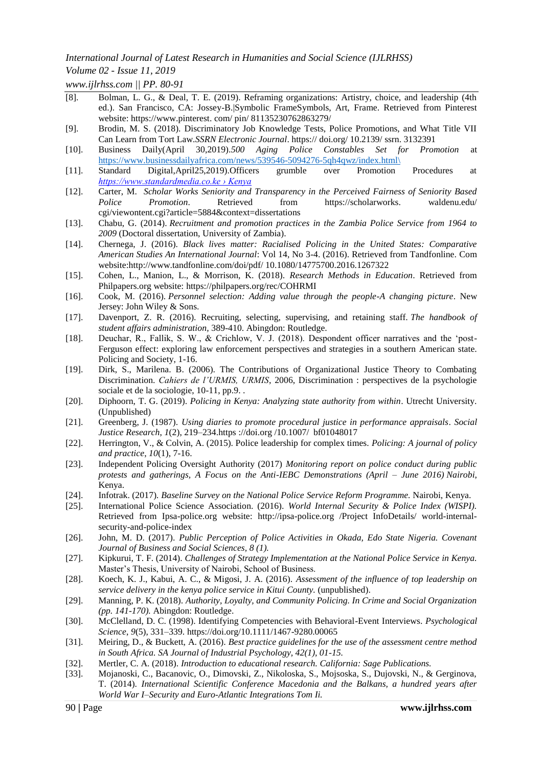[8]. Bolman, L. G., & Deal, T. E. (2019). Reframing organizations: Artistry, choice, and leadership (4th ed.). San Francisco, CA: Jossey-B.|Symbolic FrameSymbols, Art, Frame. Retrieved from Pinterest website: https://www.pinterest. com/ pin/ 81135230762863279/

[9]. Brodin, M. S. (2018). Discriminatory Job Knowledge Tests, Police Promotions, and What Title VII Can Learn from Tort Law.*SSRN Electronic Journal*. https:// doi.org/ 10.2139/ ssrn. 3132391

[10]. Business Daily(April 30,2019).*500 Aging Police Constables Set for Promotion* at https://www.businessdailyafrica.com/news/539546-5094276-5qh4qwz/index.html\

[11]. Standard Digital,April25,2019).Officers grumble over Promotion Procedures at *https://www.standardmedia.co.ke › Kenya*

[12]. Carter, M. *Scholar Works Seniority and Transparency in the Perceived Fairness of Seniority Based Police Promotion*. Retrieved from https://scholarworks. waldenu.edu/ cgi/viewontent.cgi?article=5884&context=dissertations

[13]. Chabu, G. (2014). *Recruitment and promotion practices in the Zambia Police Service from 1964 to 2009* (Doctoral dissertation, University of Zambia).

[14]. Chernega, J. (2016). *Black lives matter: Racialised Policing in the United States: Comparative American Studies An International Journal*: Vol 14, No 3-4. (2016). Retrieved from Tandfonline. Com website:http://www.tandfonline.com/doi/pdf/ 10.1080/14775700.2016.1267322

[15]. Cohen, L., Manion, L., & Morrison, K. (2018). *Research Methods in Education*. Retrieved from Philpapers.org website: https://philpapers.org/rec/COHRMI

[16]. Cook, M. (2016). *Personnel selection: Adding value through the people-A changing picture*. New Jersey: John Wiley & Sons.

[17]. Davenport, Z. R. (2016). Recruiting, selecting, supervising, and retaining staff. *The handbook of student affairs administration,* 389-410. Abingdon: Routledge.

[18]. Deuchar, R., Fallik, S. W., & Crichlow, V. J. (2018). Despondent officer narratives and the 'post-Ferguson effect: exploring law enforcement perspectives and strategies in a southern American state. Policing and Society, 1-16.

[19]. Dirk, S., Marilena. B. (2006). The Contributions of Organizational Justice Theory to Combating Discrimination. *Cahiers de l'URMIS, URMIS*, 2006, Discrimination : perspectives de la psychologie sociale et de la sociologie, 10-11, pp.9. .

[20]. Diphoorn, T. G. (2019). *Policing in Kenya: Analyzing state authority from within*. Utrecht University. (Unpublished)

[21]. Greenberg, J. (1987). *Using diaries to promote procedural justice in performance appraisals*. *Social Justice Research*, *1*(2), 219–234.https ://doi.org /10.1007/ bf01048017

[22]. Herrington, V., & Colvin, A. (2015). Police leadership for complex times. *Policing: A journal of policy and practice*, *10*(1), 7-16.

[23]. Independent Policing Oversight Authority (2017) *Monitoring report on police conduct during public protests and gatherings, A Focus on the Anti-IEBC Demonstrations (April – June 2016) Nairobi*, Kenya.

[24]. Infotrak. (2017). *Baseline Survey on the National Police Service Reform Programme.* Nairobi, Kenya.

[25]. International Police Science Association. (2016). *World Internal Security & Police Index (WISPI).* Retrieved from Ipsa-police.org website: http://ipsa-police.org /Project InfoDetails/ world-internal-security-and-police-index

[26]. John, M. D. (2017). *Public Perception of Police Activities in Okada, Edo State Nigeria. Covenant Journal of Business and Social Sciences, 8 (1).*

[27]. Kipkurui, T. F. (2014). *Challenges of Strategy Implementation at the National Police Service in Kenya.* Master's Thesis, University of Nairobi, School of Business.

[28]. Koech, K. J., Kabui, A. C., & Migosi, J. A. (2016). *Assessment of the influence of top leadership on service delivery in the kenya police service in Kitui County.* (unpublished).

[29]. Manning, P. K. (2018). *Authority, Loyalty, and Community Policing. In Crime and Social Organization (pp. 141-170).* Abingdon: Routledge.

[30]. McClelland, D. C. (1998). Identifying Competencies with Behavioral-Event Interviews. *Psychological Science*, *9*(5), 331–339. https://doi.org/10.1111/1467-9280.00065

[31]. Meiring, D., & Buckett, A. (2016). *Best practice guidelines for the use of the assessment centre method in South Africa. SA Journal of Industrial Psychology, 42(1), 01-15.*

[32]. Mertler, C. A. (2018). *Introduction to educational research. California: Sage Publications.*

[33]. Mojanoski, C., Bacanovic, O., Dimovski, Z., Nikoloska, S., Mojsoska, S., Dujovski, N., & Gerginova, T. (2014). *International Scientific Conference Macedonia and the Balkans, a hundred years after World War I–Security and Euro-Atlantic Integrations Tom Ii.*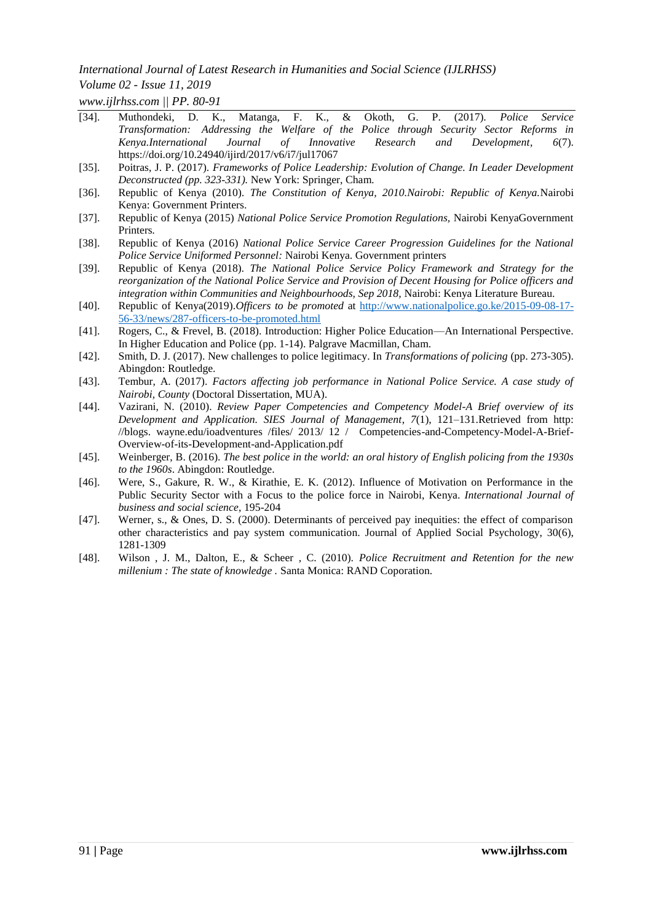[34]. Muthondeki, D. K., Matanga, F. K., & Okoth, G. P. (2017). *Police Service Transformation: Addressing the Welfare of the Police through Security Sector Reforms in Kenya.International Journal of Innovative Research and Development*, *6*(7). https://doi.org/10.24940/ijird/2017/v6/i7/jul17067

[35]. Poitras, J. P. (2017). *Frameworks of Police Leadership: Evolution of Change. In Leader Development Deconstructed (pp. 323-331).* New York: Springer, Cham.

[36]. Republic of Kenya (2010). *The Constitution of Kenya, 2010.Nairobi: Republic of Kenya.*Nairobi Kenya: Government Printers.

[37]. Republic of Kenya (2015) *National Police Service Promotion Regulations,* Nairobi KenyaGovernment Printers.

[38]. Republic of Kenya (2016) *National Police Service Career Progression Guidelines for the National Police Service Uniformed Personnel:* Nairobi Kenya. Government printers

[39]. Republic of Kenya (2018). *The National Police Service Policy Framework and Strategy for the reorganization of the National Police Service and Provision of Decent Housing for Police officers and integration within Communities and Neighbourhoods, Sep 2018,* Nairobi: Kenya Literature Bureau.

[40]. Republic of Kenya(2019).*Officers to be promoted* at http://www.nationalpolice.go.ke/2015-09-08-17-56-33/news/287-officers-to-be-promoted.html

[41]. Rogers, C., & Frevel, B. (2018). Introduction: Higher Police Education—An International Perspective. In Higher Education and Police (pp. 1-14). Palgrave Macmillan, Cham.

[42]. Smith, D. J. (2017). New challenges to police legitimacy. In *Transformations of policing* (pp. 273-305). Abingdon: Routledge.

[43]. Tembur, A. (2017). *Factors affecting job performance in National Police Service. A case study of Nairobi, County* (Doctoral Dissertation, MUA).

[44]. Vazirani, N. (2010). *Review Paper Competencies and Competency Model-A Brief overview of its Development and Application. SIES Journal of Management*, *7*(1), 121–131.Retrieved from http: //blogs. wayne.edu/ioadventures /files/ 2013/ 12 / Competencies-and-Competency-Model-A-Brief-Overview-of-its-Development-and-Application.pdf

[45]. Weinberger, B. (2016). *The best police in the world: an oral history of English policing from the 1930s to the 1960s*. Abingdon: Routledge.

[46]. Were, S., Gakure, R. W., & Kirathie, E. K. (2012). Influence of Motivation on Performance in the Public Security Sector with a Focus to the police force in Nairobi, Kenya. *International Journal of business and social science*, 195-204

[47]. Werner, s., & Ones, D. S. (2000). Determinants of perceived pay inequities: the effect of comparison other characteristics and pay system communication. Journal of Applied Social Psychology, 30(6), 1281-1309

[48]. Wilson , J. M., Dalton, E., & Scheer , C. (2010). *Police Recruitment and Retention for the new millenium : The state of knowledge* . Santa Monica: RAND Coporation.